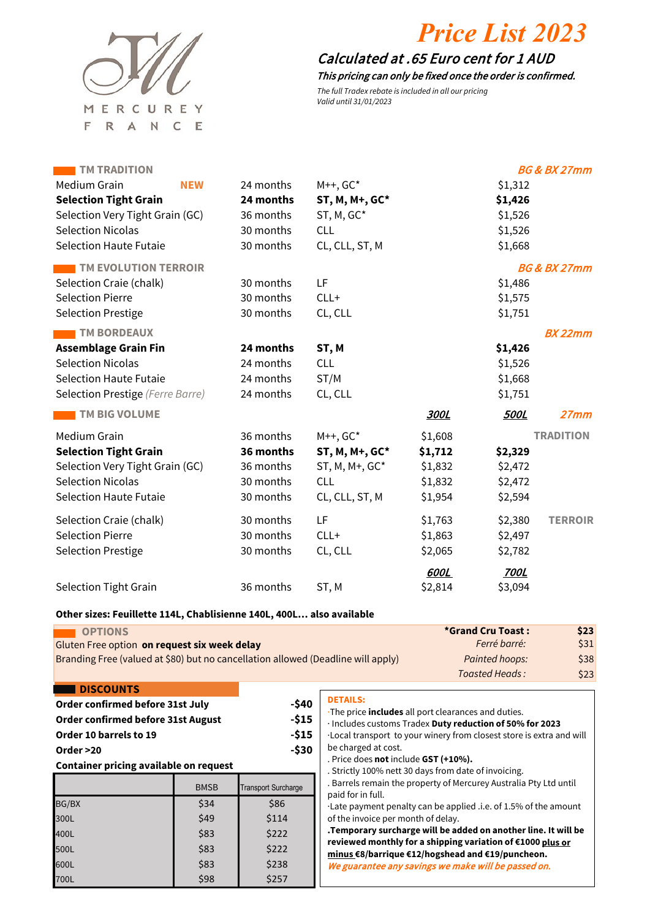MERCUREY FRANCE

# Price List 2023

## Calculated at .65 Euro cent for 1 AUD

***This pricing can only be fixed once the order is confirmed.***

*The full Tradex rebate is included in all our pricing*
*Valid until 31/01/2023*

| **TM TRADITION** | | | | *BG & BX 27mm* |
|---|---|---|---|---|
| Medium Grain **NEW** | 24 months | M++, GC* | | $1,312 |
| **Selection Tight Grain** | **24 months** | **ST, M, M+, GC*** | | **$1,426** |
| Selection Very Tight Grain (GC) | 36 months | ST, M, GC* | | $1,526 |
| Selection Nicolas | 30 months | CLL | | $1,526 |
| Selection Haute Futaie | 30 months | CL, CLL, ST, M | | $1,668 |
| **TM EVOLUTION TERROIR** | | | | *BG & BX 27mm* |
| Selection Craie (chalk) | 30 months | LF | | $1,486 |
| Selection Pierre | 30 months | CLL+ | | $1,575 |
| Selection Prestige | 30 months | CL, CLL | | $1,751 |
| **TM BORDEAUX** | | | | *BX 22mm* |
| **Assemblage Grain Fin** | **24 months** | **ST, M** | | **$1,426** |
| Selection Nicolas | 24 months | CLL | | $1,526 |
| Selection Haute Futaie | 24 months | ST/M | | $1,668 |
| Selection Prestige *(Ferre Barre)* | 24 months | CL, CLL | | $1,751 |

| **TM BIG VOLUME** | | | ***300L*** | ***500L*** | *27mm* |
|---|---|---|---|---|---|
| Medium Grain | 36 months | M++, GC* | $1,608 | | **TRADITION** |
| **Selection Tight Grain** | **36 months** | **ST, M, M+, GC*** | **$1,712** | **$2,329** | |
| Selection Very Tight Grain (GC) | 36 months | ST, M, M+, GC* | $1,832 | $2,472 | |
| Selection Nicolas | 30 months | CLL | $1,832 | $2,472 | |
| Selection Haute Futaie | 30 months | CL, CLL, ST, M | $1,954 | $2,594 | |
| Selection Craie (chalk) | 30 months | LF | $1,763 | $2,380 | **TERROIR** |
| Selection Pierre | 30 months | CLL+ | $1,863 | $2,497 | |
| Selection Prestige | 30 months | CL, CLL | $2,065 | $2,782 | |
| | | | ***600L*** | ***700L*** | |
| Selection Tight Grain | 36 months | ST, M | $2,814 | $3,094 | |

**Other sizes: Feuillette 114L, Chablisienne 140L, 400L… also available**

### OPTIONS

Gluten Free option **on request six week delay**

Branding Free (valued at $80) but no cancellation allowed (Deadline will apply)

| | |
|---|---|
| **\*Grand Cru Toast :** | **$23** |
| *Ferré barré:* | $31 |
| *Painted hoops:* | $38 |
| *Toasted Heads :* | $23 |

### DISCOUNTS

| | |
|---|---|
| **Order confirmed before 31st July** | **-$40** |
| **Order confirmed before 31st August** | **-$15** |
| **Order 10 barrels to 19** | **-$15** |
| **Order >20** | **-$30** |

**Container pricing available on request**

| | BMSB | Transport Surcharge |
|---|---|---|
| BG/BX | $34 | $86 |
| 300L | $49 | $114 |
| 400L | $83 | $222 |
| 500L | $83 | $222 |
| 600L | $83 | $238 |
| 700L | $98 | $257 |

**DETAILS:**

- The price **includes** all port clearances and duties.
- Includes customs Tradex **Duty reduction of 50% for 2023**
- Local transport to your winery from closest store is extra and will be charged at cost.
- Price does **not** include **GST (+10%).**
- Strictly 100% nett 30 days from date of invoicing.
- Barrels remain the property of Mercurey Australia Pty Ltd until paid for in full.
- Late payment penalty can be applied .i.e. of 1.5% of the amount of the invoice per month of delay.
- **Temporary surcharge will be added on another line. It will be reviewed monthly for a shipping variation of €1000 <u>plus or minus</u> €8/barrique €12/hogshead and €19/puncheon.**

*We guarantee any savings we make will be passed on.*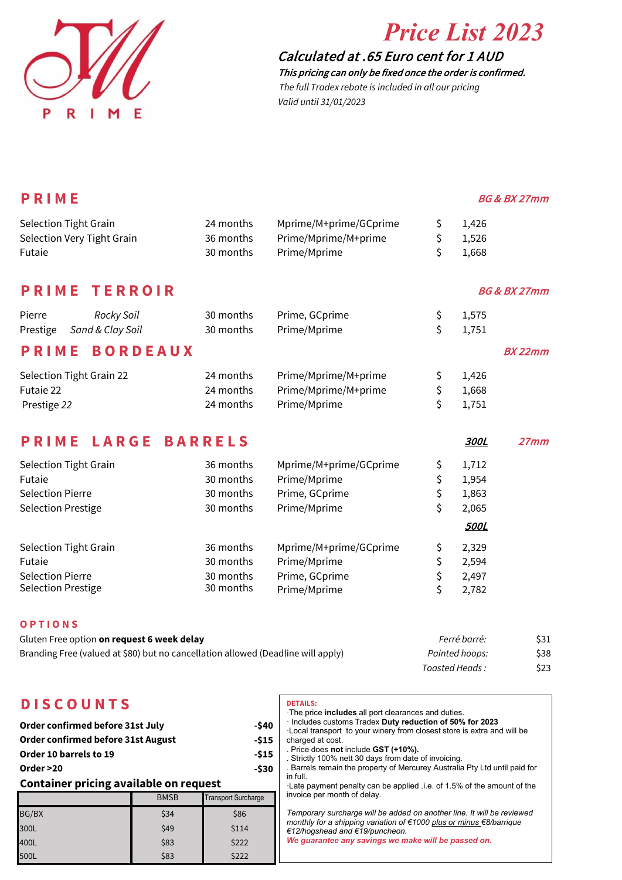PRIME

# Price List 2023

***Calculated at .65 Euro cent for 1 AUD***

***This pricing can only be fixed once the order is confirmed.***

*The full Tradex rebate is included in all our pricing*

*Valid until 31/01/2023*

## PRIME

*BG & BX 27mm*

| | | | |
|---|---|---|---|
| Selection Tight Grain | 24 months | Mprime/M+prime/GCprime | $ 1,426 |
| Selection Very Tight Grain | 36 months | Prime/Mprime/M+prime | $ 1,526 |
| Futaie | 30 months | Prime/Mprime | $ 1,668 |

## PRIME TERROIR

*BG & BX 27mm*

| | | | |
|---|---|---|---|
| Pierre *Rocky Soil* | 30 months | Prime, GCprime | $ 1,575 |
| Prestige *Sand & Clay Soil* | 30 months | Prime/Mprime | $ 1,751 |

## PRIME BORDEAUX

*BX 22mm*

| | | | |
|---|---|---|---|
| Selection Tight Grain 22 | 24 months | Prime/Mprime/M+prime | $ 1,426 |
| Futaie 22 | 24 months | Prime/Mprime/M+prime | $ 1,668 |
| Prestige *22* | 24 months | Prime/Mprime | $ 1,751 |

## PRIME LARGE BARRELS

*27mm*

***300L***

| | | | |
|---|---|---|---|
| Selection Tight Grain | 36 months | Mprime/M+prime/GCprime | $ 1,712 |
| Futaie | 30 months | Prime/Mprime | $ 1,954 |
| Selection Pierre | 30 months | Prime, GCprime | $ 1,863 |
| Selection Prestige | 30 months | Prime/Mprime | $ 2,065 |

***500L***

| | | | |
|---|---|---|---|
| Selection Tight Grain | 36 months | Mprime/M+prime/GCprime | $ 2,329 |
| Futaie | 30 months | Prime/Mprime | $ 2,594 |
| Selection Pierre | 30 months | Prime, GCprime | $ 2,497 |
| Selection Prestige | 30 months | Prime/Mprime | $ 2,782 |

### OPTIONS

Gluten Free option **on request 6 week delay**

Branding Free (valued at $80) but no cancellation allowed (Deadline will apply)

| | |
|---|---|
| *Ferré barré:* | $31 |
| *Painted hoops:* | $38 |
| *Toasted Heads :* | $23 |

## DISCOUNTS

| | |
|---|---|
| **Order confirmed before 31st July** | **-$40** |
| **Order confirmed before 31st August** | **-$15** |
| **Order 10 barrels to 19** | **-$15** |
| **Order >20** | **-$30** |

**Container pricing available on request**

| | BMSB | Transport Surcharge |
|---|---|---|
| BG/BX | $34 | $86 |
| 300L | $49 | $114 |
| 400L | $83 | $222 |
| 500L | $83 | $222 |

**DETAILS:**

- The price **includes** all port clearances and duties.
- Includes customs Tradex **Duty reduction of 50% for 2023**
- Local transport to your winery from closest store is extra and will be charged at cost.
- Price does **not** include **GST (+10%).**
- Strictly 100% nett 30 days from date of invoicing.
- Barrels remain the property of Mercurey Australia Pty Ltd until paid for in full.
- Late payment penalty can be applied .i.e. of 1.5% of the amount of the invoice per month of delay.

*Temporary surcharge will be added on another line. It will be reviewed monthly for a shipping variation of €1000 plus or minus €8/barrique €12/hogshead and €19/puncheon.*

***We guarantee any savings we make will be passed on.***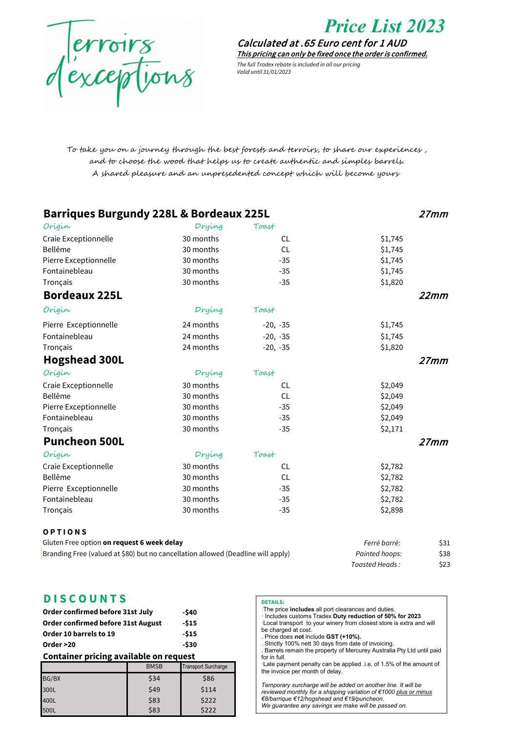Terroirs d'exceptions

# Price List 2023

***Calculated at .65 Euro cent for 1 AUD***

***This pricing can only be fixed once the order is confirmed.***

*The full Tradex rebate is included in all our pricing*
*Valid until 31/01/2023*

*To take you on a journey through the best forests and terroirs, to share our experiences , and to choose the wood that helps us to create authentic and simples barrels. A shared pleasure and an unpresedented concept which will become yours*

## Barriques Burgundy 228L & Bordeaux 225L — *27mm*

| *Origin* | *Drying* | *Toast* | |
|---|---|---|---|
| Craie Exceptionnelle | 30 months | CL | $1,745 |
| Bellême | 30 months | CL | $1,745 |
| Pierre Exceptionnelle | 30 months | -35 | $1,745 |
| Fontainebleau | 30 months | -35 | $1,745 |
| Tronçais | 30 months | -35 | $1,820 |

## Bordeaux 225L — *22mm*

| *Origin* | *Drying* | *Toast* | |
|---|---|---|---|
| Pierre Exceptionnelle | 24 months | -20, -35 | $1,745 |
| Fontainebleau | 24 months | -20, -35 | $1,745 |
| Tronçais | 24 months | -20, -35 | $1,820 |

## Hogshead 300L — *27mm*

| *Origin* | *Drying* | *Toast* | |
|---|---|---|---|
| Craie Exceptionnelle | 30 months | CL | $2,049 |
| Bellême | 30 months | CL | $2,049 |
| Pierre Exceptionnelle | 30 months | -35 | $2,049 |
| Fontainebleau | 30 months | -35 | $2,049 |
| Tronçais | 30 months | -35 | $2,171 |

## Puncheon 500L — *27mm*

| *Origin* | *Drying* | *Toast* | |
|---|---|---|---|
| Craie Exceptionnelle | 30 months | CL | $2,782 |
| Bellême | 30 months | CL | $2,782 |
| Pierre Exceptionnelle | 30 months | -35 | $2,782 |
| Fontainebleau | 30 months | -35 | $2,782 |
| Tronçais | 30 months | -35 | $2,898 |

**OPTIONS**

Gluten Free option **on request 6 week delay**

Branding Free (valued at $80) but no cancellation allowed (Deadline will apply)

| | |
|---|---|
| *Ferré barré:* | $31 |
| *Painted hoops:* | $38 |
| *Toasted Heads :* | $23 |

## DISCOUNTS

| | |
|---|---|
| **Order confirmed before 31st July** | **-$40** |
| **Order confirmed before 31st August** | **-$15** |
| **Order 10 barrels to 19** | **-$15** |
| **Order >20** | **-$30** |

**Container pricing available on request**

| | BMSB | Transport Surcharge |
|---|---|---|
| BG/BX | $34 | $86 |
| 300L | $49 | $114 |
| 400L | $83 | $222 |
| 500L | $83 | $222 |

**DETAILS:**

- The price **includes** all port clearances and duties.
- Includes customs Tradex **Duty reduction of 50% for 2023**
- Local transport to your winery from closest store is extra and will be charged at cost.
- Price does **not** include **GST (+10%).**
- Strictly 100% nett 30 days from date of invoicing.
- Barrels remain the property of Mercurey Australia Pty Ltd until paid for in full.
- Late payment penalty can be applied .i.e. of 1.5% of the amount of the invoice per month of delay.

*Temporary surcharge will be added on another line. It will be reviewed monthly for a shipping variation of €1000 plus or minus €8/barrique €12/hogshead and €19/puncheon.*
*We guarantee any savings we make will be passed on.*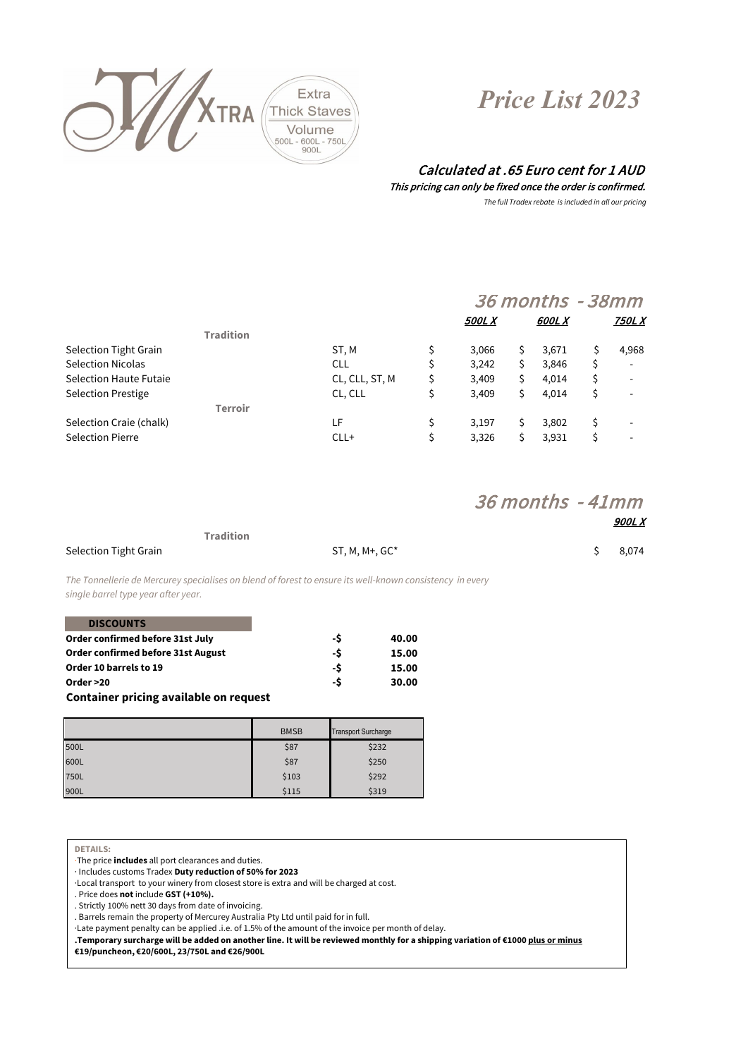TM XTRA — Extra Thick Staves — Volume 500L - 600L - 750L 900L

# Price List 2023

### Calculated at .65 Euro cent for 1 AUD

**This pricing can only be fixed once the order is confirmed.**

*The full Tradex rebate is included in all our pricing*

## 36 months - 38mm

| | | 500L X | 600L X | 750L X |
|---|---|---|---|---|
| **Tradition** | | | | |
| Selection Tight Grain | ST, M | $ 3,066 | $ 3,671 | $ 4,968 |
| Selection Nicolas | CLL | $ 3,242 | $ 3,846 | $ - |
| Selection Haute Futaie | CL, CLL, ST, M | $ 3,409 | $ 4,014 | $ - |
| Selection Prestige | CL, CLL | $ 3,409 | $ 4,014 | $ - |
| **Terroir** | | | | |
| Selection Craie (chalk) | LF | $ 3,197 | $ 3,802 | $ - |
| Selection Pierre | CLL+ | $ 3,326 | $ 3,931 | $ - |

## 36 months - 41mm

| | | 900L X |
|---|---|---|
| **Tradition** | | |
| Selection Tight Grain | ST, M, M+, GC* | $ 8,074 |

*The Tonnellerie de Mercurey specialises on blend of forest to ensure its well-known consistency in every single barrel type year after year.*

| DISCOUNTS | |
|---|---|
| **Order confirmed before 31st July** | **-$ 40.00** |
| **Order confirmed before 31st August** | **-$ 15.00** |
| **Order 10 barrels to 19** | **-$ 15.00** |
| **Order >20** | **-$ 30.00** |

**Container pricing available on request**

| | BMSB | Transport Surcharge |
|---|---|---|
| 500L | $87 | $232 |
| 600L | $87 | $250 |
| 750L | $103 | $292 |
| 900L | $115 | $319 |

**DETAILS:**

- The price **includes** all port clearances and duties.
- Includes customs Tradex **Duty reduction of 50% for 2023**
- Local transport to your winery from closest store is extra and will be charged at cost.
- Price does **not** include **GST (+10%).**
- Strictly 100% nett 30 days from date of invoicing.
- Barrels remain the property of Mercurey Australia Pty Ltd until paid for in full.
- Late payment penalty can be applied .i.e. of 1.5% of the amount of the invoice per month of delay.
- **Temporary surcharge will be added on another line. It will be reviewed monthly for a shipping variation of €1000 plus or minus €19/puncheon, €20/600L, 23/750L and €26/900L**